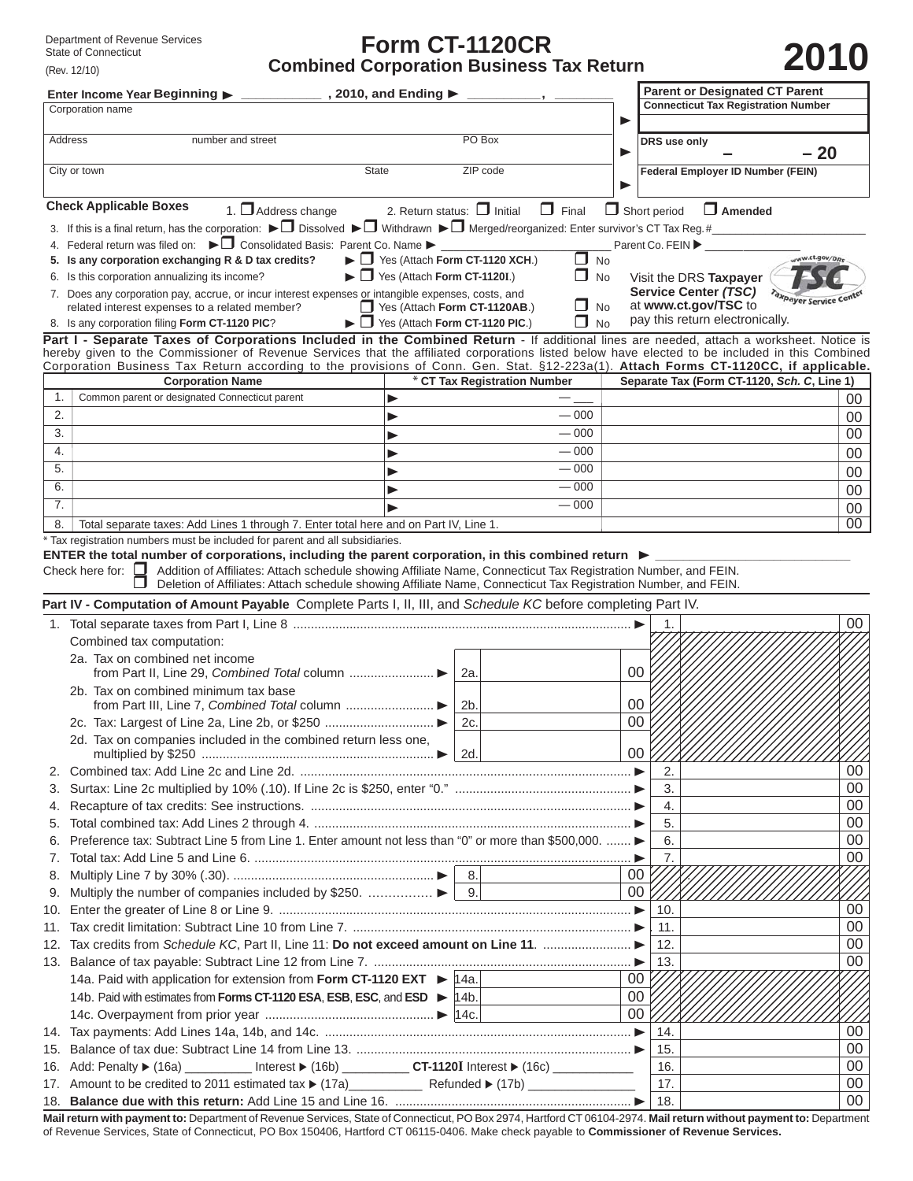Department of Revenue Services
State of Connecticut
(Rev. 12/10)

# Form CT-1120CR
## Combined Corporation Business Tax Return

# 2010

**Enter Income Year Beginning ▶ ___________ , 2010, and Ending ▶ _________, _______**

| | | |
|---|---|---|
| Corporation name | ▶ | **Parent or Designated CT Parent Connecticut Tax Registration Number** |
| Address number and street PO Box | ▶ | **DRS use only** – – 20 |
| City or town State ZIP code | ▶ | **Federal Employer ID Number (FEIN)** |

**Check Applicable Boxes** 1. ☐ Address change 2. Return status: ☐ Initial ☐ Final ☐ Short period ☐ **Amended**

3. If this is a final return, has the corporation: ▶☐ Dissolved ▶☐ Withdrawn ▶☐ Merged/reorganized: Enter survivor's CT Tax Reg.#________________
4. Federal return was filed on: ▶☐ Consolidated Basis: Parent Co. Name ▶ ________________ Parent Co. FEIN ▶ ____________
5. **Is any corporation exchanging R & D tax credits?** ▶ ☐ Yes (Attach **Form CT-1120 XCH**.) ☐ No
6. Is this corporation annualizing its income? ▶ ☐ Yes (Attach **Form CT-1120I**.) ☐ No
7. Does any corporation pay, accrue, or incur interest expenses or intangible expenses, costs, and related interest expenses to a related member? ☐ Yes (Attach **Form CT-1120AB**.) ☐ No
8. Is any corporation filing **Form CT-1120 PIC**? ▶ ☐ Yes (Attach **Form CT-1120 PIC**.) ☐ No

Visit the DRS **Taxpayer Service Center *(TSC)*** at **www.ct.gov/TSC** to pay this return electronically.

**Part I - Separate Taxes of Corporations Included in the Combined Return** - If additional lines are needed, attach a worksheet. Notice is hereby given to the Commissioner of Revenue Services that the affiliated corporations listed below have elected to be included in this Combined Corporation Business Tax Return according to the provisions of Conn. Gen. Stat. §12-223a(1). **Attach Forms CT-1120CC, if applicable.**

| | Corporation Name | * CT Tax Registration Number | Separate Tax (Form CT-1120, *Sch. C*, Line 1) |
|---|---|---|---|
| 1. | Common parent or designated Connecticut parent | ▶ — ___ | 00 |
| 2. | | ▶ — 000 | 00 |
| 3. | | ▶ — 000 | 00 |
| 4. | | ▶ — 000 | 00 |
| 5. | | ▶ — 000 | 00 |
| 6. | | ▶ — 000 | 00 |
| 7. | | ▶ — 000 | 00 |
| 8. | Total separate taxes: Add Lines 1 through 7. Enter total here and on Part IV, Line 1. | | 00 |

\* Tax registration numbers must be included for parent and all subsidiaries.

**ENTER the total number of corporations, including the parent corporation, in this combined return ▶ ________________**

Check here for: ☐ Addition of Affiliates: Attach schedule showing Affiliate Name, Connecticut Tax Registration Number, and FEIN.
☐ Deletion of Affiliates: Attach schedule showing Affiliate Name, Connecticut Tax Registration Number, and FEIN.

**Part IV - Computation of Amount Payable** Complete Parts I, II, III, and *Schedule KC* before completing Part IV.

| | | | | | |
|---|---|---|---|---|---|
| 1. | Total separate taxes from Part I, Line 8 ▶ | | | 1. | 00 |
| | Combined tax computation: | | | | |
| | 2a. Tax on combined net income from Part II, Line 29, *Combined Total* column ▶ | 2a. | 00 | | |
| | 2b. Tax on combined minimum tax base from Part III, Line 7, *Combined Total* column ▶ | 2b. | 00 | | |
| | 2c. Tax: Largest of Line 2a, Line 2b, or $250 ▶ | 2c. | 00 | | |
| | 2d. Tax on companies included in the combined return less one, multiplied by $250 ▶ | 2d. | 00 | | |
| 2. | Combined tax: Add Line 2c and Line 2d. ▶ | | | 2. | 00 |
| 3. | Surtax: Line 2c multiplied by 10% (.10). If Line 2c is $250, enter "0." ▶ | | | 3. | 00 |
| 4. | Recapture of tax credits: See instructions. ▶ | | | 4. | 00 |
| 5. | Total combined tax: Add Lines 2 through 4. ▶ | | | 5. | 00 |
| 6. | Preference tax: Subtract Line 5 from Line 1. Enter amount not less than "0" or more than $500,000. ▶ | | | 6. | 00 |
| 7. | Total tax: Add Line 5 and Line 6. ▶ | | | 7. | 00 |
| 8. | Multiply Line 7 by 30% (.30). ▶ | 8. | 00 | | |
| 9. | Multiply the number of companies included by $250. ▶ | 9. | 00 | | |
| 10. | Enter the greater of Line 8 or Line 9. ▶ | | | 10. | 00 |
| 11. | Tax credit limitation: Subtract Line 10 from Line 7. ▶ | | | 11. | 00 |
| 12. | Tax credits from *Schedule KC*, Part II, Line 11: **Do not exceed amount on Line 11**. ▶ | | | 12. | 00 |
| 13. | Balance of tax payable: Subtract Line 12 from Line 7. ▶ | | | 13. | 00 |
| | 14a. Paid with application for extension from **Form CT-1120 EXT** ▶ | 14a. | 00 | | |
| | 14b. Paid with estimates from **Forms CT-1120 ESA**, **ESB**, **ESC**, and **ESD** ▶ | 14b. | 00 | | |
| | 14c. Overpayment from prior year ▶ | 14c. | 00 | | |
| 14. | Tax payments: Add Lines 14a, 14b, and 14c. ▶ | | | 14. | 00 |
| 15. | Balance of tax due: Subtract Line 14 from Line 13. ▶ | | | 15. | 00 |
| 16. | Add: Penalty ▶ (16a) _________ Interest ▶ (16b) _________ **CT-1120I** Interest ▶ (16c) ___________ | | | 16. | 00 |
| 17. | Amount to be credited to 2011 estimated tax ▶ (17a)__________ Refunded ▶ (17b) _______________ | | | 17. | 00 |
| 18. | **Balance due with this return:** Add Line 15 and Line 16. ▶ | | | 18. | 00 |

**Mail return with payment to:** Department of Revenue Services, State of Connecticut, PO Box 2974, Hartford CT 06104-2974. **Mail return without payment to:** Department of Revenue Services, State of Connecticut, PO Box 150406, Hartford CT 06115-0406. Make check payable to **Commissioner of Revenue Services.**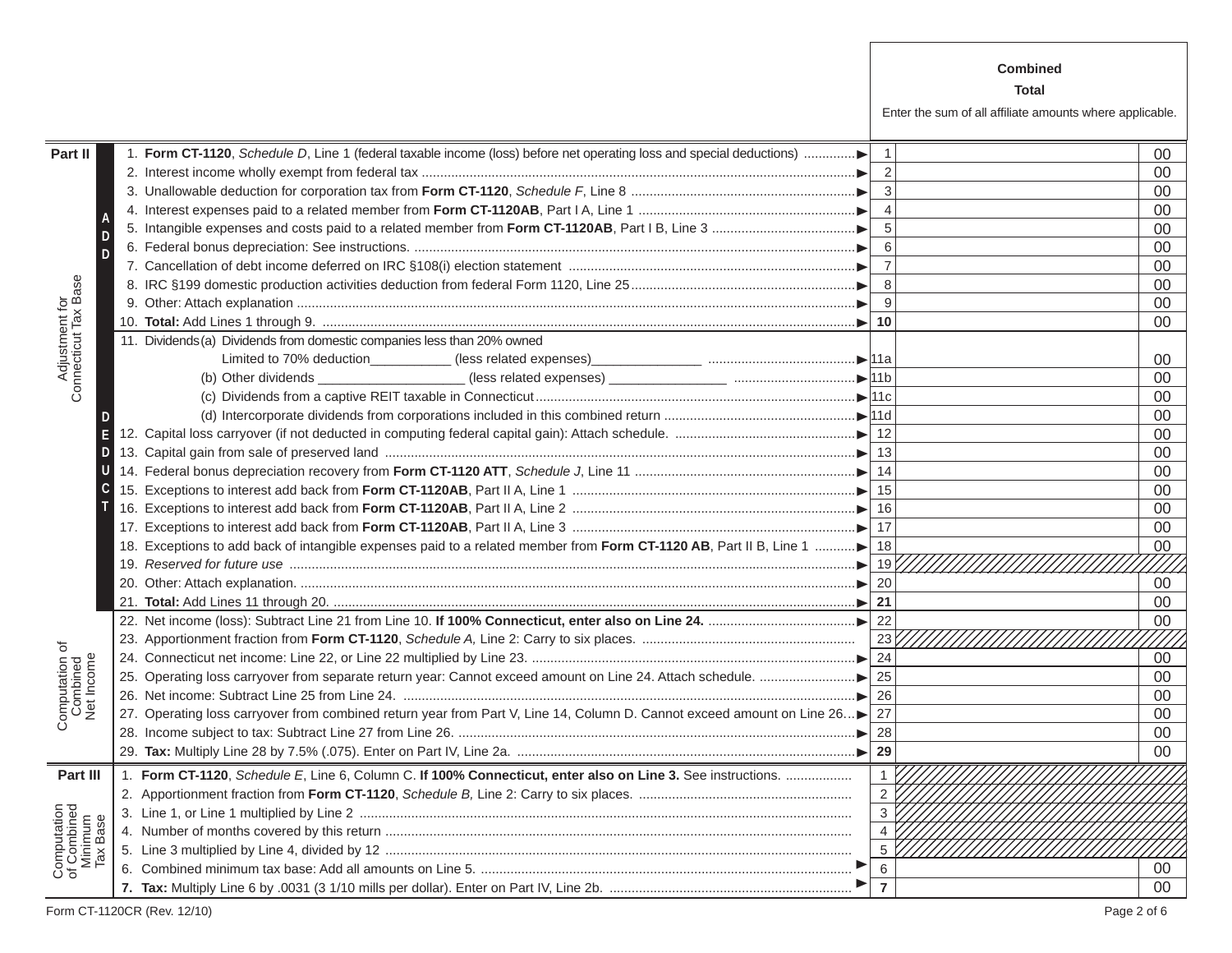| | | | Combined Total<br>Enter the sum of all affiliate amounts where applicable. |
|---|---|---|---|
| **Part II** | | | |
| **Adjustment for Connecticut Tax Base** | | | |
| ADD | 1. **Form CT-1120**, *Schedule D*, Line 1 (federal taxable income (loss) before net operating loss and special deductions) ► | 1 | 00 |
| | 2. Interest income wholly exempt from federal tax ► | 2 | 00 |
| | 3. Unallowable deduction for corporation tax from **Form CT-1120**, *Schedule F*, Line 8 ► | 3 | 00 |
| | 4. Interest expenses paid to a related member from **Form CT-1120AB**, Part I A, Line 1 ► | 4 | 00 |
| | 5. Intangible expenses and costs paid to a related member from **Form CT-1120AB**, Part I B, Line 3 ► | 5 | 00 |
| | 6. Federal bonus depreciation: See instructions. ► | 6 | 00 |
| | 7. Cancellation of debt income deferred on IRC §108(i) election statement ► | 7 | 00 |
| | 8. IRC §199 domestic production activities deduction from federal Form 1120, Line 25 ► | 8 | 00 |
| | 9. Other: Attach explanation ► | 9 | 00 |
| | 10. **Total:** Add Lines 1 through 9. ► | **10** | 00 |
| DEDUCT | 11. Dividends (a) Dividends from domestic companies less than 20% owned Limited to 70% deduction__________ (less related expenses)______________ ► | 11a | 00 |
| | (b) Other dividends ___________________ (less related expenses) ________________ ► | 11b | 00 |
| | (c) Dividends from a captive REIT taxable in Connecticut ► | 11c | 00 |
| | (d) Intercorporate dividends from corporations included in this combined return ► | 11d | 00 |
| | 12. Capital loss carryover (if not deducted in computing federal capital gain): Attach schedule. ► | 12 | 00 |
| | 13. Capital gain from sale of preserved land ► | 13 | 00 |
| | 14. Federal bonus depreciation recovery from **Form CT-1120 ATT**, *Schedule J*, Line 11 ► | 14 | 00 |
| | 15. Exceptions to interest add back from **Form CT-1120AB**, Part II A, Line 1 ► | 15 | 00 |
| | 16. Exceptions to interest add back from **Form CT-1120AB**, Part II A, Line 2 ► | 16 | 00 |
| | 17. Exceptions to interest add back from **Form CT-1120AB**, Part II A, Line 3 ► | 17 | 00 |
| | 18. Exceptions to add back of intangible expenses paid to a related member from **Form CT-1120 AB**, Part II B, Line 1 ► | 18 | 00 |
| | 19. *Reserved for future use* ► | 19 | |
| | 20. Other: Attach explanation. ► | 20 | 00 |
| | 21. **Total:** Add Lines 11 through 20. ► | **21** | 00 |
| **Computation of Combined Net Income** | 22. Net income (loss): Subtract Line 21 from Line 10. **If 100% Connecticut, enter also on Line 24.** ► | 22 | 00 |
| | 23. Apportionment fraction from **Form CT-1120**, *Schedule A,* Line 2: Carry to six places. | 23 | |
| | 24. Connecticut net income: Line 22, or Line 22 multiplied by Line 23. ► | 24 | 00 |
| | 25. Operating loss carryover from separate return year: Cannot exceed amount on Line 24. Attach schedule. ► | 25 | 00 |
| | 26. Net income: Subtract Line 25 from Line 24. ► | 26 | 00 |
| | 27. Operating loss carryover from combined return year from Part V, Line 14, Column D. Cannot exceed amount on Line 26 ► | 27 | 00 |
| | 28. Income subject to tax: Subtract Line 27 from Line 26. ► | 28 | 00 |
| | 29. **Tax:** Multiply Line 28 by 7.5% (.075). Enter on Part IV, Line 2a. ► | **29** | 00 |
| **Part III** | | | |
| **Computation of Combined Minimum Tax Base** | 1. **Form CT-1120**, *Schedule E*, Line 6, Column C. **If 100% Connecticut, enter also on Line 3.** See instructions. | 1 | |
| | 2. Apportionment fraction from **Form CT-1120**, *Schedule B,* Line 2: Carry to six places. | 2 | |
| | 3. Line 1, or Line 1 multiplied by Line 2 | 3 | |
| | 4. Number of months covered by this return | 4 | |
| | 5. Line 3 multiplied by Line 4, divided by 12 | 5 | |
| | 6. Combined minimum tax base: Add all amounts on Line 5. ► | 6 | 00 |
| | **7. Tax:** Multiply Line 6 by .0031 (3 1/10 mills per dollar). Enter on Part IV, Line 2b. ► | **7** | 00 |

Form CT-1120CR (Rev. 12/10)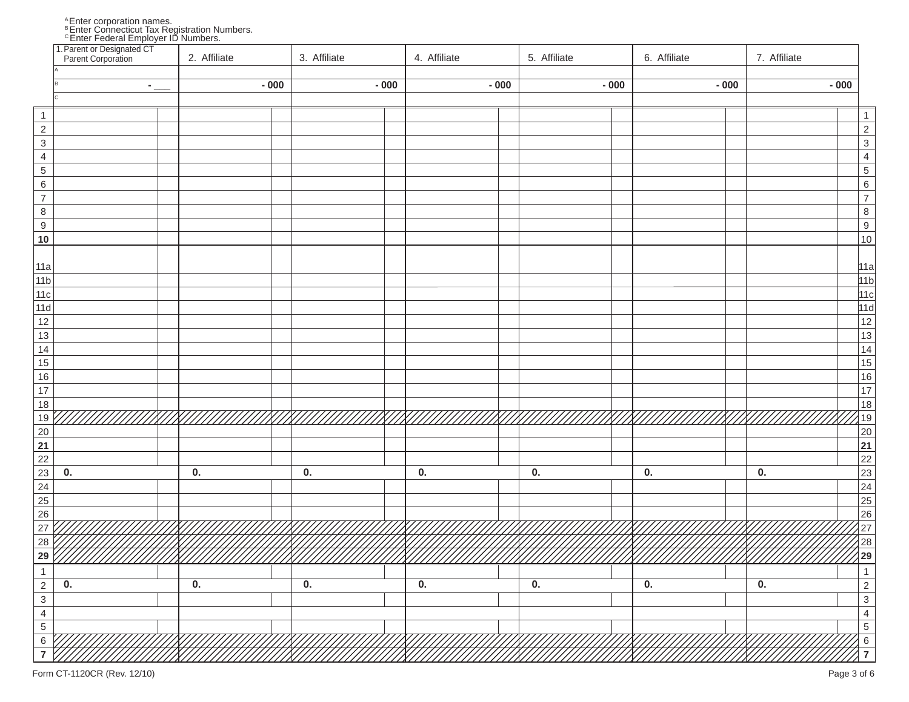A Enter corporation names.
B Enter Connecticut Tax Registration Numbers.
C Enter Federal Employer ID Numbers.

| | 1. Parent or Designated CT Parent Corporation | 2. Affiliate | 3. Affiliate | 4. Affiliate | 5. Affiliate | 6. Affiliate | 7. Affiliate | |
|---|---|---|---|---|---|---|---|---|
| A | | | | | | | | |
| B | - ___ | - 000 | - 000 | - 000 | - 000 | - 000 | - 000 | |
| C | | | | | | | | |
| 1 | | | | | | | | 1 |
| 2 | | | | | | | | 2 |
| 3 | | | | | | | | 3 |
| 4 | | | | | | | | 4 |
| 5 | | | | | | | | 5 |
| 6 | | | | | | | | 6 |
| 7 | | | | | | | | 7 |
| 8 | | | | | | | | 8 |
| 9 | | | | | | | | 9 |
| **10** | | | | | | | | **10** |
| 11a | | | | | | | | 11a |
| 11b | | | | | | | | 11b |
| 11c | | | | | | | | 11c |
| 11d | | | | | | | | 11d |
| 12 | | | | | | | | 12 |
| 13 | | | | | | | | 13 |
| 14 | | | | | | | | 14 |
| 15 | | | | | | | | 15 |
| 16 | | | | | | | | 16 |
| 17 | | | | | | | | 17 |
| 18 | | | | | | | | 18 |
| 19 | | | | | | | | 19 |
| 20 | | | | | | | | 20 |
| **21** | | | | | | | | **21** |
| 22 | | | | | | | | 22 |
| 23 | 0. | 0. | 0. | 0. | 0. | 0. | 0. | 23 |
| 24 | | | | | | | | 24 |
| 25 | | | | | | | | 25 |
| 26 | | | | | | | | 26 |
| 27 | | | | | | | | 27 |
| 28 | | | | | | | | 28 |
| **29** | | | | | | | | **29** |
| 1 | | | | | | | | 1 |
| 2 | 0. | 0. | 0. | 0. | 0. | 0. | 0. | 2 |
| 3 | | | | | | | | 3 |
| 4 | | | | | | | | 4 |
| 5 | | | | | | | | 5 |
| 6 | | | | | | | | 6 |
| **7** | | | | | | | | **7** |

Form CT-1120CR (Rev. 12/10)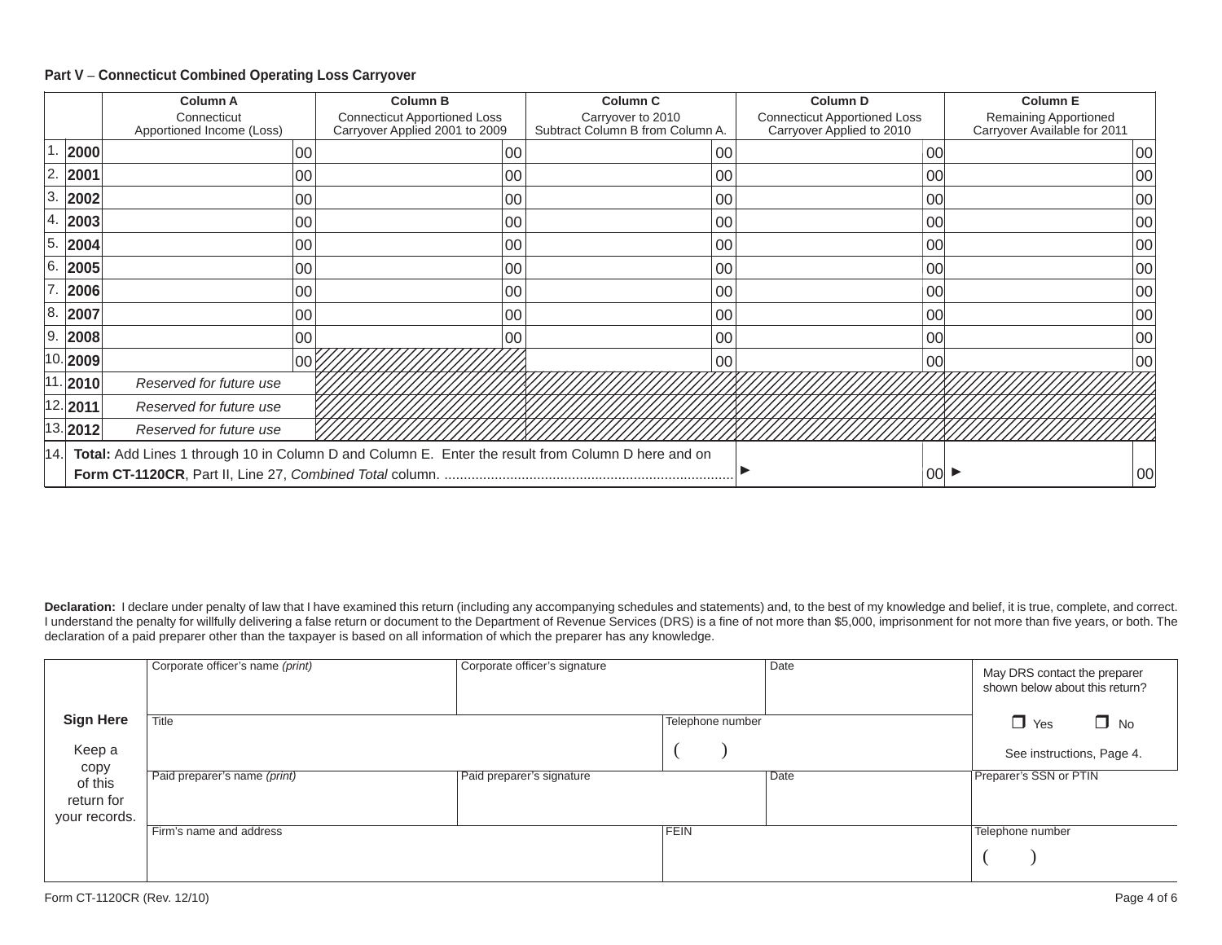### Part V – Connecticut Combined Operating Loss Carryover

| | | Column A<br>Connecticut Apportioned Income (Loss) | Column B<br>Connecticut Apportioned Loss Carryover Applied 2001 to 2009 | Column C<br>Carryover to 2010<br>Subtract Column B from Column A. | Column D<br>Connecticut Apportioned Loss Carryover Applied to 2010 | Column E<br>Remaining Apportioned Carryover Available for 2011 |
|---|---|---|---|---|---|---|
| 1. | **2000** | 00 | 00 | 00 | 00 | 00 |
| 2. | **2001** | 00 | 00 | 00 | 00 | 00 |
| 3. | **2002** | 00 | 00 | 00 | 00 | 00 |
| 4. | **2003** | 00 | 00 | 00 | 00 | 00 |
| 5. | **2004** | 00 | 00 | 00 | 00 | 00 |
| 6. | **2005** | 00 | 00 | 00 | 00 | 00 |
| 7. | **2006** | 00 | 00 | 00 | 00 | 00 |
| 8. | **2007** | 00 | 00 | 00 | 00 | 00 |
| 9. | **2008** | 00 | 00 | 00 | 00 | 00 |
| 10. | **2009** | 00 | | 00 | 00 | 00 |
| 11. | **2010** | *Reserved for future use* | | | | |
| 12. | **2011** | *Reserved for future use* | | | | |
| 13. | **2012** | *Reserved for future use* | | | | |
| 14. | **Total:** Add Lines 1 through 10 in Column D and Column E. Enter the result from Column D here and on **Form CT-1120CR**, Part II, Line 27, *Combined Total* column. | | | | ► 00 | ► 00 |

**Declaration:** I declare under penalty of law that I have examined this return (including any accompanying schedules and statements) and, to the best of my knowledge and belief, it is true, complete, and correct. I understand the penalty for willfully delivering a false return or document to the Department of Revenue Services (DRS) is a fine of not more than $5,000, imprisonment for not more than five years, or both. The declaration of a paid preparer other than the taxpayer is based on all information of which the preparer has any knowledge.

| **Sign Here**<br>Keep a copy of this return for your records. | | | | |
|---|---|---|---|---|
| Corporate officer's name *(print)* | Corporate officer's signature | | Date | May DRS contact the preparer shown below about this return? |
| Title | | Telephone number<br>( ) | | ❐ Yes ❐ No<br>See instructions, Page 4. |
| Paid preparer's name *(print)* | Paid preparer's signature | | Date | Preparer's SSN or PTIN |
| Firm's name and address | | FEIN | | Telephone number<br>( ) |

Form CT-1120CR (Rev. 12/10)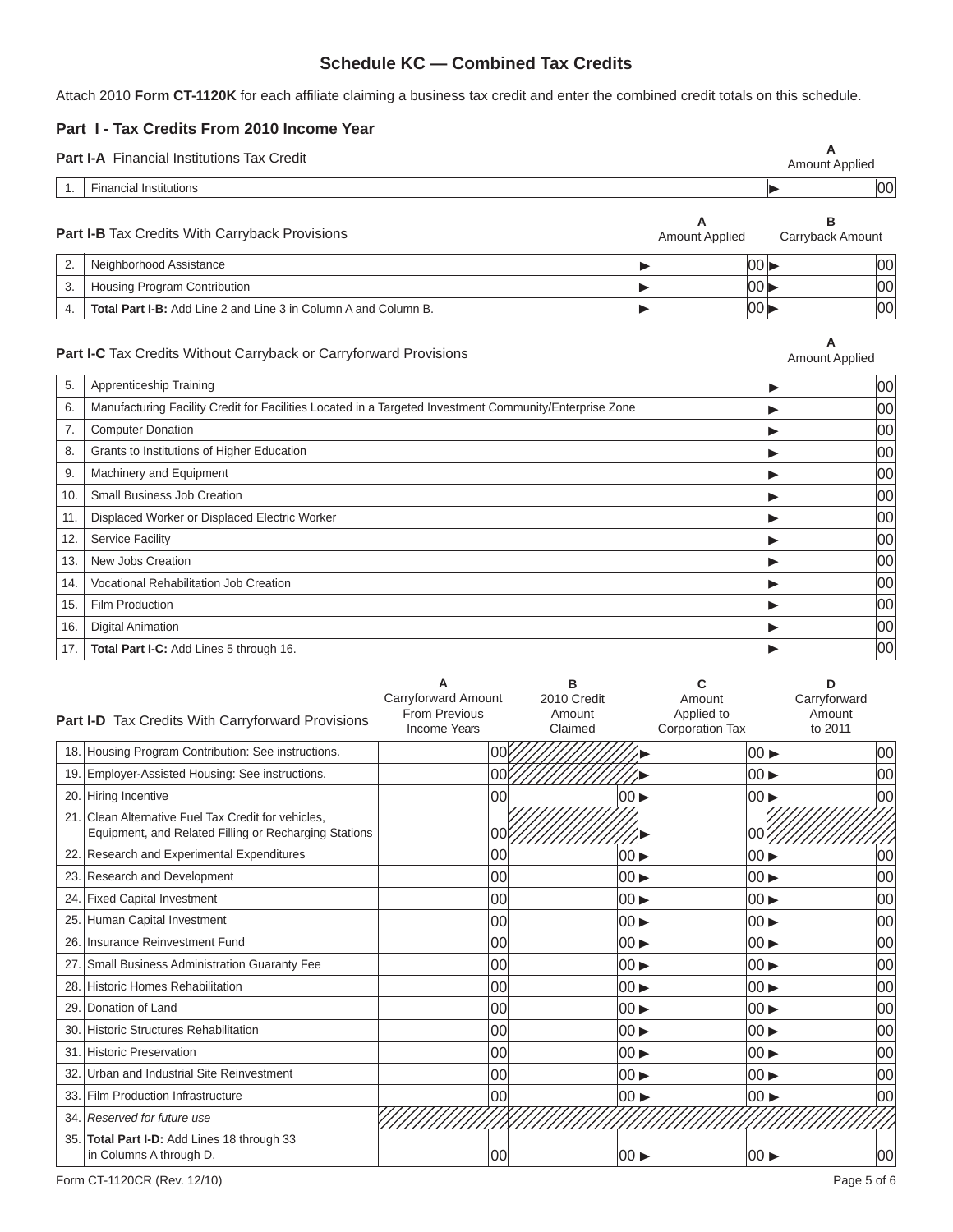## Schedule KC — Combined Tax Credits

Attach 2010 **Form CT-1120K** for each affiliate claiming a business tax credit and enter the combined credit totals on this schedule.

### Part I - Tax Credits From 2010 Income Year

| **Part I-A** Financial Institutions Tax Credit | | A Amount Applied |
|---|---|---|
| 1. | Financial Institutions | ▶ 00 |

| **Part I-B** Tax Credits With Carryback Provisions | | A Amount Applied | B Carryback Amount |
|---|---|---|---|
| 2. | Neighborhood Assistance | ▶ 00 | ▶ 00 |
| 3. | Housing Program Contribution | ▶ 00 | ▶ 00 |
| 4. | **Total Part I-B:** Add Line 2 and Line 3 in Column A and Column B. | ▶ 00 | ▶ 00 |

| **Part I-C** Tax Credits Without Carryback or Carryforward Provisions | | A Amount Applied |
|---|---|---|
| 5. | Apprenticeship Training | ▶ 00 |
| 6. | Manufacturing Facility Credit for Facilities Located in a Targeted Investment Community/Enterprise Zone | ▶ 00 |
| 7. | Computer Donation | ▶ 00 |
| 8. | Grants to Institutions of Higher Education | ▶ 00 |
| 9. | Machinery and Equipment | ▶ 00 |
| 10. | Small Business Job Creation | ▶ 00 |
| 11. | Displaced Worker or Displaced Electric Worker | ▶ 00 |
| 12. | Service Facility | ▶ 00 |
| 13. | New Jobs Creation | ▶ 00 |
| 14. | Vocational Rehabilitation Job Creation | ▶ 00 |
| 15. | Film Production | ▶ 00 |
| 16. | Digital Animation | ▶ 00 |
| 17. | **Total Part I-C:** Add Lines 5 through 16. | ▶ 00 |

| **Part I-D** Tax Credits With Carryforward Provisions | | A Carryforward Amount From Previous Income Years | B 2010 Credit Amount Claimed | C Amount Applied to Corporation Tax | D Carryforward Amount to 2011 |
|---|---|---|---|---|---|
| 18. | Housing Program Contribution: See instructions. | 00 | | ▶ 00 | ▶ 00 |
| 19. | Employer-Assisted Housing: See instructions. | 00 | | ▶ 00 | ▶ 00 |
| 20. | Hiring Incentive | 00 | 00 | ▶ 00 | ▶ 00 |
| 21. | Clean Alternative Fuel Tax Credit for vehicles, Equipment, and Related Filling or Recharging Stations | 00 | | ▶ 00 | |
| 22. | Research and Experimental Expenditures | 00 | 00 | ▶ 00 | ▶ 00 |
| 23. | Research and Development | 00 | 00 | ▶ 00 | ▶ 00 |
| 24. | Fixed Capital Investment | 00 | 00 | ▶ 00 | ▶ 00 |
| 25. | Human Capital Investment | 00 | 00 | ▶ 00 | ▶ 00 |
| 26. | Insurance Reinvestment Fund | 00 | 00 | ▶ 00 | ▶ 00 |
| 27. | Small Business Administration Guaranty Fee | 00 | 00 | ▶ 00 | ▶ 00 |
| 28. | Historic Homes Rehabilitation | 00 | 00 | ▶ 00 | ▶ 00 |
| 29. | Donation of Land | 00 | 00 | ▶ 00 | ▶ 00 |
| 30. | Historic Structures Rehabilitation | 00 | 00 | ▶ 00 | ▶ 00 |
| 31. | Historic Preservation | 00 | 00 | ▶ 00 | ▶ 00 |
| 32. | Urban and Industrial Site Reinvestment | 00 | 00 | ▶ 00 | ▶ 00 |
| 33. | Film Production Infrastructure | 00 | 00 | ▶ 00 | ▶ 00 |
| 34. | *Reserved for future use* | | | | |
| 35. | **Total Part I-D:** Add Lines 18 through 33 in Columns A through D. | 00 | 00 | ▶ 00 | ▶ 00 |

Form CT-1120CR (Rev. 12/10)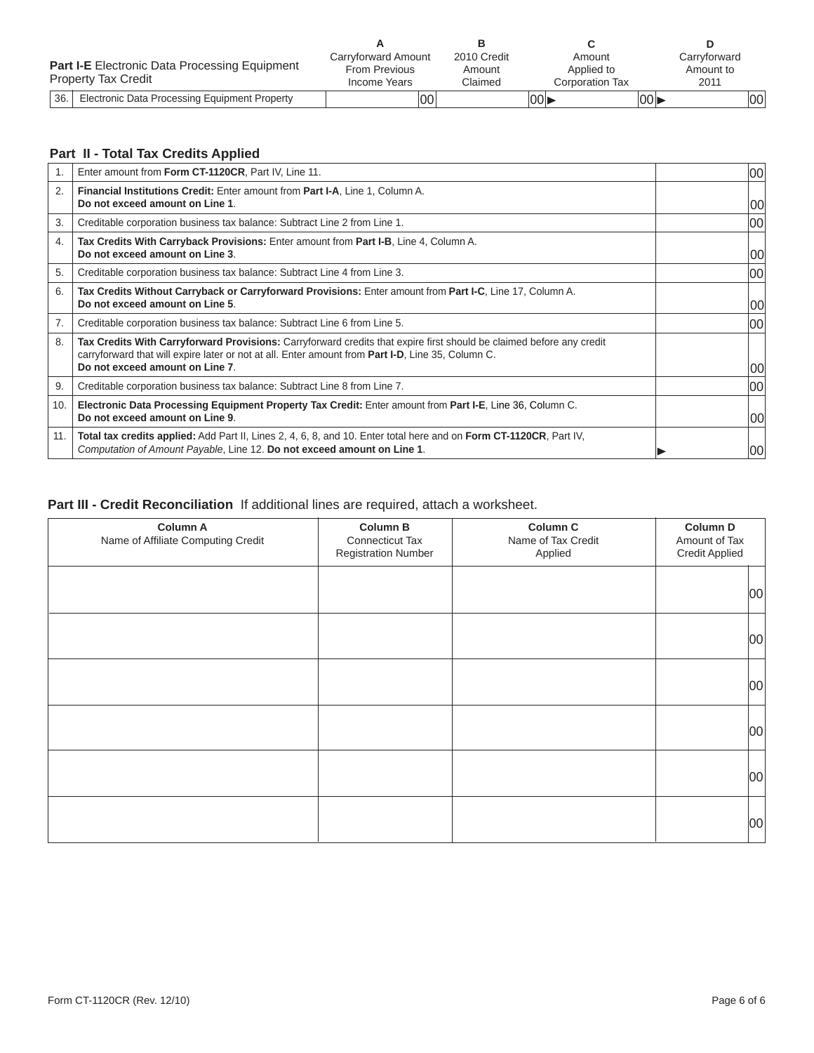| Part I-E Electronic Data Processing Equipment Property Tax Credit | A Carryforward Amount From Previous Income Years | B 2010 Credit Amount Claimed | C Amount Applied to Corporation Tax | D Carryforward Amount to 2011 |
|---|---|---|---|---|
| 36. Electronic Data Processing Equipment Property | 00 | 00 ▶ | 00 ▶ | 00 |

## Part II - Total Tax Credits Applied

| | | |
|---|---|---|
| 1. | Enter amount from **Form CT-1120CR**, Part IV, Line 11. | 00 |
| 2. | **Financial Institutions Credit:** Enter amount from **Part I-A**, Line 1, Column A. **Do not exceed amount on Line 1**. | 00 |
| 3. | Creditable corporation business tax balance: Subtract Line 2 from Line 1. | 00 |
| 4. | **Tax Credits With Carryback Provisions:** Enter amount from **Part I-B**, Line 4, Column A. **Do not exceed amount on Line 3**. | 00 |
| 5. | Creditable corporation business tax balance: Subtract Line 4 from Line 3. | 00 |
| 6. | **Tax Credits Without Carryback or Carryforward Provisions:** Enter amount from **Part I-C**, Line 17, Column A. **Do not exceed amount on Line 5**. | 00 |
| 7. | Creditable corporation business tax balance: Subtract Line 6 from Line 5. | 00 |
| 8. | **Tax Credits With Carryforward Provisions:** Carryforward credits that expire first should be claimed before any credit carryforward that will expire later or not at all. Enter amount from **Part I-D**, Line 35, Column C. **Do not exceed amount on Line 7**. | 00 |
| 9. | Creditable corporation business tax balance: Subtract Line 8 from Line 7. | 00 |
| 10. | **Electronic Data Processing Equipment Property Tax Credit:** Enter amount from **Part I-E**, Line 36, Column C. **Do not exceed amount on Line 9**. | 00 |
| 11. | **Total tax credits applied:** Add Part II, Lines 2, 4, 6, 8, and 10. Enter total here and on **Form CT-1120CR**, Part IV, *Computation of Amount Payable*, Line 12. **Do not exceed amount on Line 1**. | ▶ 00 |

## Part III - Credit Reconciliation If additional lines are required, attach a worksheet.

| Column A Name of Affiliate Computing Credit | Column B Connecticut Tax Registration Number | Column C Name of Tax Credit Applied | Column D Amount of Tax Credit Applied |
|---|---|---|---|
| | | | 00 |
| | | | 00 |
| | | | 00 |
| | | | 00 |
| | | | 00 |
| | | | 00 |

Form CT-1120CR (Rev. 12/10)